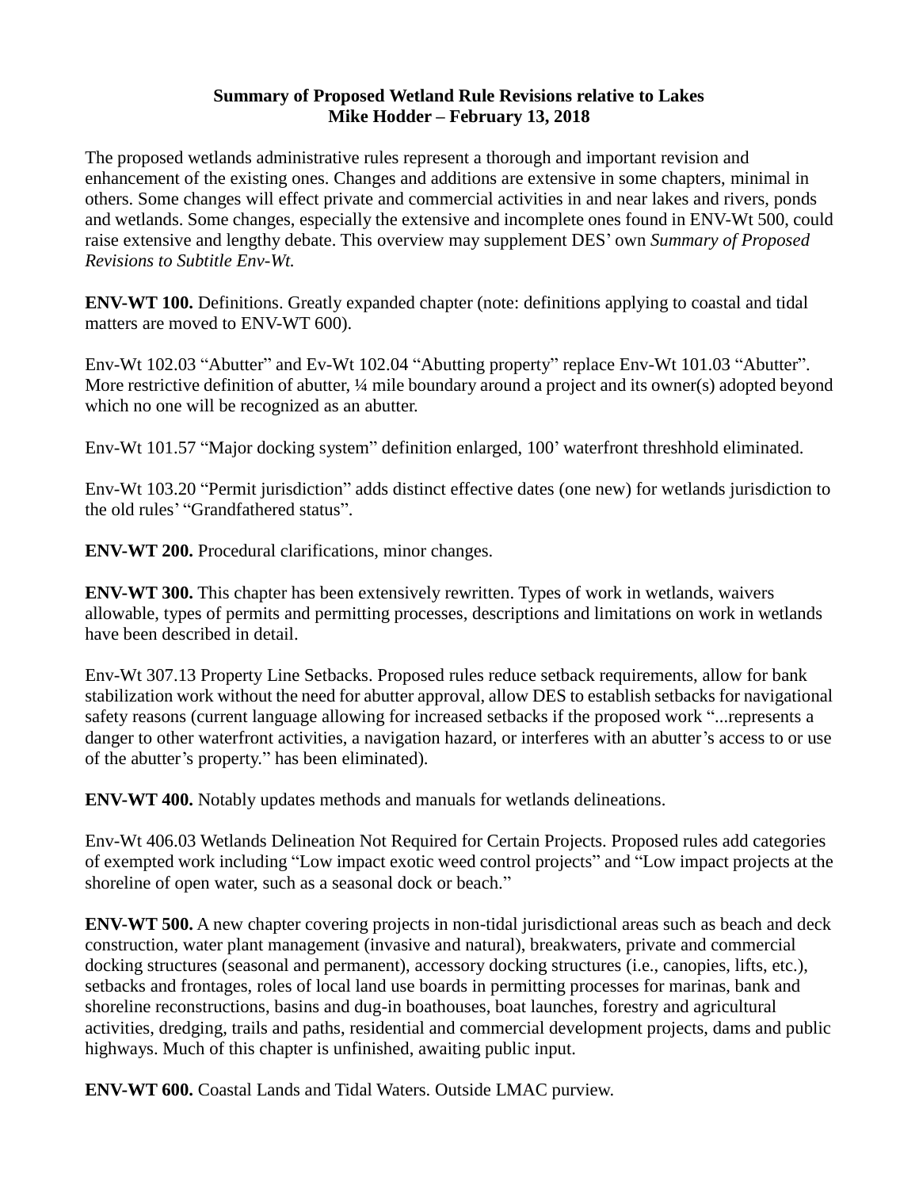**Summary of Proposed Wetland Rule Revisions relative to Lakes**
**Mike Hodder – February 13, 2018**

The proposed wetlands administrative rules represent a thorough and important revision and enhancement of the existing ones. Changes and additions are extensive in some chapters, minimal in others. Some changes will effect private and commercial activities in and near lakes and rivers, ponds and wetlands. Some changes, especially the extensive and incomplete ones found in ENV-Wt 500, could raise extensive and lengthy debate. This overview may supplement DES' own *Summary of Proposed Revisions to Subtitle Env-Wt.*

**ENV-WT 100.** Definitions. Greatly expanded chapter (note: definitions applying to coastal and tidal matters are moved to ENV-WT 600).

Env-Wt 102.03 "Abutter" and Ev-Wt 102.04 "Abutting property" replace Env-Wt 101.03 "Abutter". More restrictive definition of abutter, ¼ mile boundary around a project and its owner(s) adopted beyond which no one will be recognized as an abutter.

Env-Wt 101.57 "Major docking system" definition enlarged, 100' waterfront threshhold eliminated.

Env-Wt 103.20 "Permit jurisdiction" adds distinct effective dates (one new) for wetlands jurisdiction to the old rules' "Grandfathered status".

**ENV-WT 200.** Procedural clarifications, minor changes.

**ENV-WT 300.** This chapter has been extensively rewritten. Types of work in wetlands, waivers allowable, types of permits and permitting processes, descriptions and limitations on work in wetlands have been described in detail.

Env-Wt 307.13 Property Line Setbacks. Proposed rules reduce setback requirements, allow for bank stabilization work without the need for abutter approval, allow DES to establish setbacks for navigational safety reasons (current language allowing for increased setbacks if the proposed work "...represents a danger to other waterfront activities, a navigation hazard, or interferes with an abutter's access to or use of the abutter's property." has been eliminated).

**ENV-WT 400.** Notably updates methods and manuals for wetlands delineations.

Env-Wt 406.03 Wetlands Delineation Not Required for Certain Projects. Proposed rules add categories of exempted work including "Low impact exotic weed control projects" and "Low impact projects at the shoreline of open water, such as a seasonal dock or beach."

**ENV-WT 500.** A new chapter covering projects in non-tidal jurisdictional areas such as beach and deck construction, water plant management (invasive and natural), breakwaters, private and commercial docking structures (seasonal and permanent), accessory docking structures (i.e., canopies, lifts, etc.), setbacks and frontages, roles of local land use boards in permitting processes for marinas, bank and shoreline reconstructions, basins and dug-in boathouses, boat launches, forestry and agricultural activities, dredging, trails and paths, residential and commercial development projects, dams and public highways. Much of this chapter is unfinished, awaiting public input.

**ENV-WT 600.** Coastal Lands and Tidal Waters. Outside LMAC purview.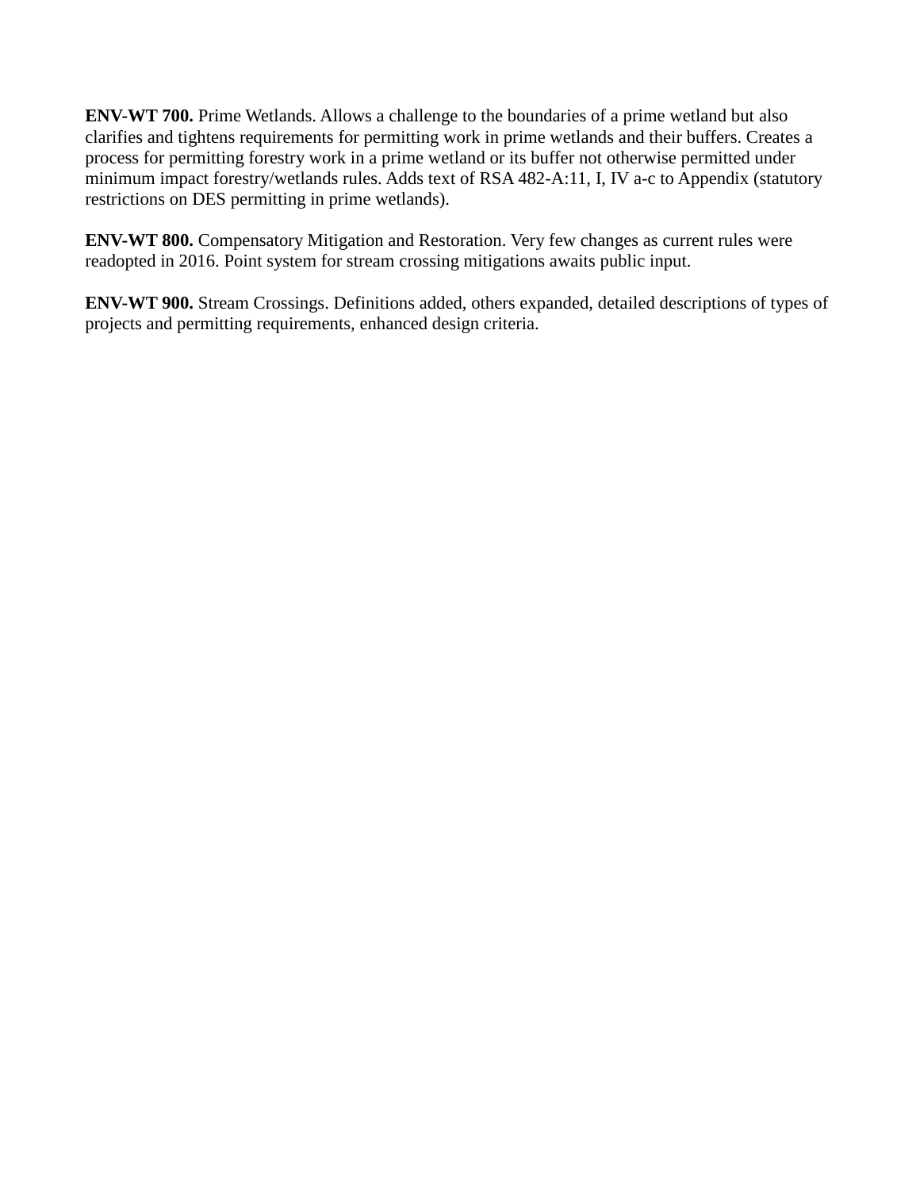**ENV-WT 700.** Prime Wetlands. Allows a challenge to the boundaries of a prime wetland but also clarifies and tightens requirements for permitting work in prime wetlands and their buffers. Creates a process for permitting forestry work in a prime wetland or its buffer not otherwise permitted under minimum impact forestry/wetlands rules. Adds text of RSA 482-A:11, I, IV a-c to Appendix (statutory restrictions on DES permitting in prime wetlands).

**ENV-WT 800.** Compensatory Mitigation and Restoration. Very few changes as current rules were readopted in 2016. Point system for stream crossing mitigations awaits public input.

**ENV-WT 900.** Stream Crossings. Definitions added, others expanded, detailed descriptions of types of projects and permitting requirements, enhanced design criteria.